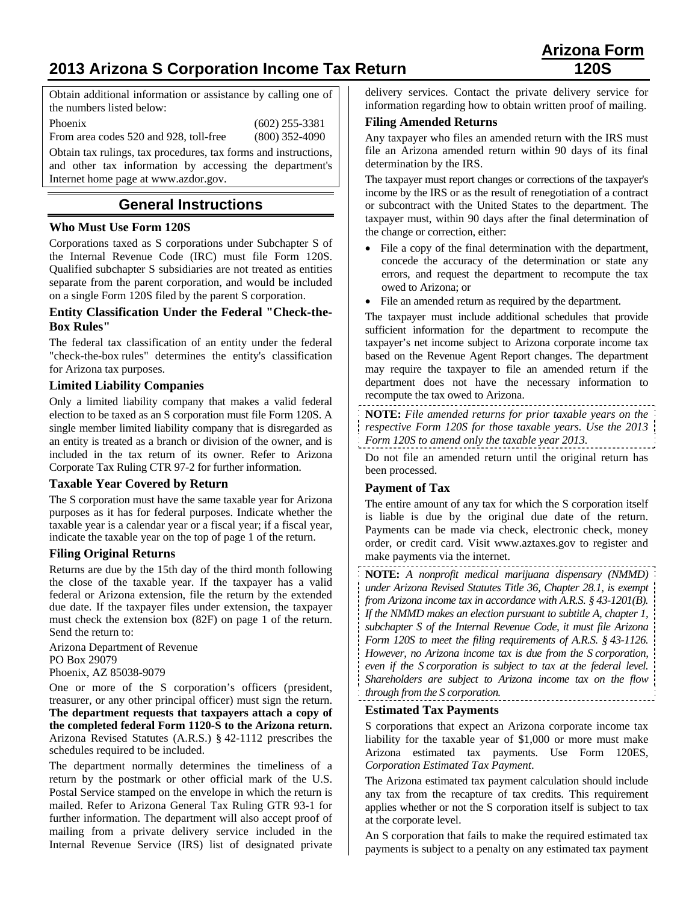# 2013 Arizona S Corporation Income Tax Return

**Arizona Form 120S**

Obtain additional information or assistance by calling one of the numbers listed below:

| | |
|---|---|
| Phoenix | (602) 255-3381 |
| From area codes 520 and 928, toll-free | (800) 352-4090 |

Obtain tax rulings, tax procedures, tax forms and instructions, and other tax information by accessing the department's Internet home page at www.azdor.gov.

## General Instructions

### Who Must Use Form 120S

Corporations taxed as S corporations under Subchapter S of the Internal Revenue Code (IRC) must file Form 120S. Qualified subchapter S subsidiaries are not treated as entities separate from the parent corporation, and would be included on a single Form 120S filed by the parent S corporation.

### Entity Classification Under the Federal "Check-the-Box Rules"

The federal tax classification of an entity under the federal "check-the-box rules" determines the entity's classification for Arizona tax purposes.

### Limited Liability Companies

Only a limited liability company that makes a valid federal election to be taxed as an S corporation must file Form 120S. A single member limited liability company that is disregarded as an entity is treated as a branch or division of the owner, and is included in the tax return of its owner. Refer to Arizona Corporate Tax Ruling CTR 97-2 for further information.

### Taxable Year Covered by Return

The S corporation must have the same taxable year for Arizona purposes as it has for federal purposes. Indicate whether the taxable year is a calendar year or a fiscal year; if a fiscal year, indicate the taxable year on the top of page 1 of the return.

### Filing Original Returns

Returns are due by the 15th day of the third month following the close of the taxable year. If the taxpayer has a valid federal or Arizona extension, file the return by the extended due date. If the taxpayer files under extension, the taxpayer must check the extension box (82F) on page 1 of the return. Send the return to:

Arizona Department of Revenue
PO Box 29079
Phoenix, AZ 85038-9079

One or more of the S corporation's officers (president, treasurer, or any other principal officer) must sign the return. **The department requests that taxpayers attach a copy of the completed federal Form 1120-S to the Arizona return.** Arizona Revised Statutes (A.R.S.) § 42-1112 prescribes the schedules required to be included.

The department normally determines the timeliness of a return by the postmark or other official mark of the U.S. Postal Service stamped on the envelope in which the return is mailed. Refer to Arizona General Tax Ruling GTR 93-1 for further information. The department will also accept proof of mailing from a private delivery service included in the Internal Revenue Service (IRS) list of designated private delivery services. Contact the private delivery service for information regarding how to obtain written proof of mailing.

### Filing Amended Returns

Any taxpayer who files an amended return with the IRS must file an Arizona amended return within 90 days of its final determination by the IRS.

The taxpayer must report changes or corrections of the taxpayer's income by the IRS or as the result of renegotiation of a contract or subcontract with the United States to the department. The taxpayer must, within 90 days after the final determination of the change or correction, either:

- File a copy of the final determination with the department, concede the accuracy of the determination or state any errors, and request the department to recompute the tax owed to Arizona; or
- File an amended return as required by the department.

The taxpayer must include additional schedules that provide sufficient information for the department to recompute the taxpayer's net income subject to Arizona corporate income tax based on the Revenue Agent Report changes. The department may require the taxpayer to file an amended return if the department does not have the necessary information to recompute the tax owed to Arizona.

**NOTE:** *File amended returns for prior taxable years on the respective Form 120S for those taxable years. Use the 2013 Form 120S to amend only the taxable year 2013.*

Do not file an amended return until the original return has been processed.

### Payment of Tax

The entire amount of any tax for which the S corporation itself is liable is due by the original due date of the return. Payments can be made via check, electronic check, money order, or credit card. Visit www.aztaxes.gov to register and make payments via the internet.

**NOTE:** *A nonprofit medical marijuana dispensary (NMMD) under Arizona Revised Statutes Title 36, Chapter 28.1, is exempt from Arizona income tax in accordance with A.R.S. § 43-1201(B). If the NMMD makes an election pursuant to subtitle A, chapter 1, subchapter S of the Internal Revenue Code, it must file Arizona Form 120S to meet the filing requirements of A.R.S. § 43-1126. However, no Arizona income tax is due from the S corporation, even if the S corporation is subject to tax at the federal level. Shareholders are subject to Arizona income tax on the flow through from the S corporation.*

### Estimated Tax Payments

S corporations that expect an Arizona corporate income tax liability for the taxable year of $1,000 or more must make Arizona estimated tax payments. Use Form 120ES, *Corporation Estimated Tax Payment*.

The Arizona estimated tax payment calculation should include any tax from the recapture of tax credits. This requirement applies whether or not the S corporation itself is subject to tax at the corporate level.

An S corporation that fails to make the required estimated tax payments is subject to a penalty on any estimated tax payment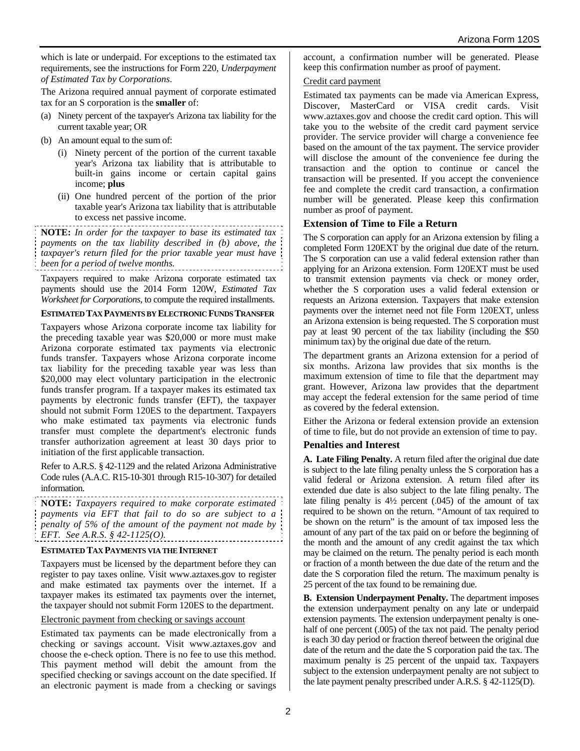which is late or underpaid. For exceptions to the estimated tax requirements, see the instructions for Form 220, *Underpayment of Estimated Tax by Corporations*.

The Arizona required annual payment of corporate estimated tax for an S corporation is the **smaller** of:

(a) Ninety percent of the taxpayer's Arizona tax liability for the current taxable year; OR

(b) An amount equal to the sum of:

   (i) Ninety percent of the portion of the current taxable year's Arizona tax liability that is attributable to built-in gains income or certain capital gains income; **plus**

   (ii) One hundred percent of the portion of the prior taxable year's Arizona tax liability that is attributable to excess net passive income.

**NOTE:** *In order for the taxpayer to base its estimated tax payments on the tax liability described in (b) above, the taxpayer's return filed for the prior taxable year must have been for a period of twelve months.*

Taxpayers required to make Arizona corporate estimated tax payments should use the 2014 Form 120W, *Estimated Tax Worksheet for Corporations*, to compute the required installments.

#### ESTIMATED TAX PAYMENTS BY ELECTRONIC FUNDS TRANSFER

Taxpayers whose Arizona corporate income tax liability for the preceding taxable year was $20,000 or more must make Arizona corporate estimated tax payments via electronic funds transfer. Taxpayers whose Arizona corporate income tax liability for the preceding taxable year was less than $20,000 may elect voluntary participation in the electronic funds transfer program. If a taxpayer makes its estimated tax payments by electronic funds transfer (EFT), the taxpayer should not submit Form 120ES to the department. Taxpayers who make estimated tax payments via electronic funds transfer must complete the department's electronic funds transfer authorization agreement at least 30 days prior to initiation of the first applicable transaction.

Refer to A.R.S. § 42-1129 and the related Arizona Administrative Code rules (A.A.C. R15-10-301 through R15-10-307) for detailed information.

**NOTE:** *Taxpayers required to make corporate estimated payments via EFT that fail to do so are subject to a penalty of 5% of the amount of the payment not made by EFT. See A.R.S. § 42-1125(O).*

#### ESTIMATED TAX PAYMENTS VIA THE INTERNET

Taxpayers must be licensed by the department before they can register to pay taxes online. Visit www.aztaxes.gov to register and make estimated tax payments over the internet. If a taxpayer makes its estimated tax payments over the internet, the taxpayer should not submit Form 120ES to the department.

Electronic payment from checking or savings account

Estimated tax payments can be made electronically from a checking or savings account. Visit www.aztaxes.gov and choose the e-check option. There is no fee to use this method. This payment method will debit the amount from the specified checking or savings account on the date specified. If an electronic payment is made from a checking or savings account, a confirmation number will be generated. Please keep this confirmation number as proof of payment.

Credit card payment

Estimated tax payments can be made via American Express, Discover, MasterCard or VISA credit cards. Visit www.aztaxes.gov and choose the credit card option. This will take you to the website of the credit card payment service provider. The service provider will charge a convenience fee based on the amount of the tax payment. The service provider will disclose the amount of the convenience fee during the transaction and the option to continue or cancel the transaction will be presented. If you accept the convenience fee and complete the credit card transaction, a confirmation number will be generated. Please keep this confirmation number as proof of payment.

### Extension of Time to File a Return

The S corporation can apply for an Arizona extension by filing a completed Form 120EXT by the original due date of the return. The S corporation can use a valid federal extension rather than applying for an Arizona extension. Form 120EXT must be used to transmit extension payments via check or money order, whether the S corporation uses a valid federal extension or requests an Arizona extension. Taxpayers that make extension payments over the internet need not file Form 120EXT, unless an Arizona extension is being requested. The S corporation must pay at least 90 percent of the tax liability (including the $50 minimum tax) by the original due date of the return.

The department grants an Arizona extension for a period of six months. Arizona law provides that six months is the maximum extension of time to file that the department may grant. However, Arizona law provides that the department may accept the federal extension for the same period of time as covered by the federal extension.

Either the Arizona or federal extension provide an extension of time to file, but do not provide an extension of time to pay.

### Penalties and Interest

**A. Late Filing Penalty.** A return filed after the original due date is subject to the late filing penalty unless the S corporation has a valid federal or Arizona extension. A return filed after its extended due date is also subject to the late filing penalty. The late filing penalty is 4½ percent (.045) of the amount of tax required to be shown on the return. "Amount of tax required to be shown on the return" is the amount of tax imposed less the amount of any part of the tax paid on or before the beginning of the month and the amount of any credit against the tax which may be claimed on the return. The penalty period is each month or fraction of a month between the due date of the return and the date the S corporation filed the return. The maximum penalty is 25 percent of the tax found to be remaining due.

**B. Extension Underpayment Penalty.** The department imposes the extension underpayment penalty on any late or underpaid extension payments. The extension underpayment penalty is one-half of one percent (.005) of the tax not paid. The penalty period is each 30 day period or fraction thereof between the original due date of the return and the date the S corporation paid the tax. The maximum penalty is 25 percent of the unpaid tax. Taxpayers subject to the extension underpayment penalty are not subject to the late payment penalty prescribed under A.R.S. § 42-1125(D).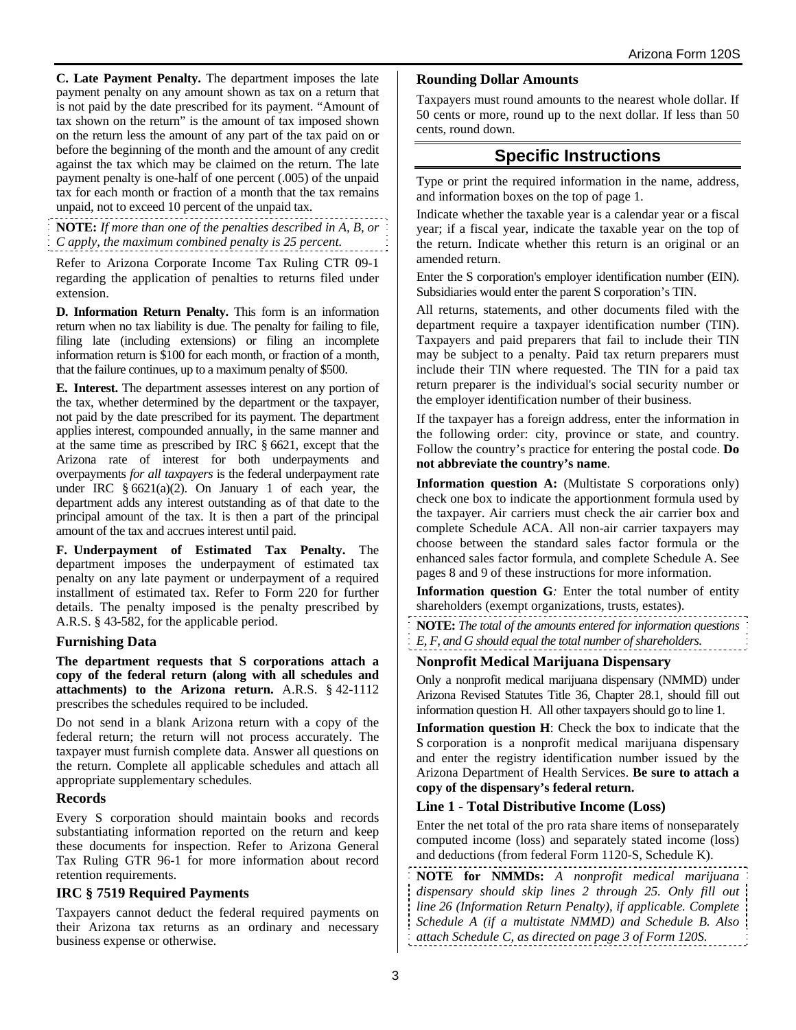**C. Late Payment Penalty.** The department imposes the late payment penalty on any amount shown as tax on a return that is not paid by the date prescribed for its payment. "Amount of tax shown on the return" is the amount of tax imposed shown on the return less the amount of any part of the tax paid on or before the beginning of the month and the amount of any credit against the tax which may be claimed on the return. The late payment penalty is one-half of one percent (.005) of the unpaid tax for each month or fraction of a month that the tax remains unpaid, not to exceed 10 percent of the unpaid tax.

**NOTE:** *If more than one of the penalties described in A, B, or C apply, the maximum combined penalty is 25 percent.*

Refer to Arizona Corporate Income Tax Ruling CTR 09-1 regarding the application of penalties to returns filed under extension.

**D. Information Return Penalty.** This form is an information return when no tax liability is due. The penalty for failing to file, filing late (including extensions) or filing an incomplete information return is $100 for each month, or fraction of a month, that the failure continues, up to a maximum penalty of $500.

**E. Interest.** The department assesses interest on any portion of the tax, whether determined by the department or the taxpayer, not paid by the date prescribed for its payment. The department applies interest, compounded annually, in the same manner and at the same time as prescribed by IRC § 6621, except that the Arizona rate of interest for both underpayments and overpayments *for all taxpayers* is the federal underpayment rate under IRC § 6621(a)(2). On January 1 of each year, the department adds any interest outstanding as of that date to the principal amount of the tax. It is then a part of the principal amount of the tax and accrues interest until paid.

**F. Underpayment of Estimated Tax Penalty.** The department imposes the underpayment of estimated tax penalty on any late payment or underpayment of a required installment of estimated tax. Refer to Form 220 for further details. The penalty imposed is the penalty prescribed by A.R.S. § 43-582, for the applicable period.

### Furnishing Data

**The department requests that S corporations attach a copy of the federal return (along with all schedules and attachments) to the Arizona return.** A.R.S. § 42-1112 prescribes the schedules required to be included.

Do not send in a blank Arizona return with a copy of the federal return; the return will not process accurately. The taxpayer must furnish complete data. Answer all questions on the return. Complete all applicable schedules and attach all appropriate supplementary schedules.

### Records

Every S corporation should maintain books and records substantiating information reported on the return and keep these documents for inspection. Refer to Arizona General Tax Ruling GTR 96-1 for more information about record retention requirements.

### IRC § 7519 Required Payments

Taxpayers cannot deduct the federal required payments on their Arizona tax returns as an ordinary and necessary business expense or otherwise.

### Rounding Dollar Amounts

Taxpayers must round amounts to the nearest whole dollar. If 50 cents or more, round up to the next dollar. If less than 50 cents, round down.

## Specific Instructions

Type or print the required information in the name, address, and information boxes on the top of page 1.

Indicate whether the taxable year is a calendar year or a fiscal year; if a fiscal year, indicate the taxable year on the top of the return. Indicate whether this return is an original or an amended return.

Enter the S corporation's employer identification number (EIN). Subsidiaries would enter the parent S corporation's TIN.

All returns, statements, and other documents filed with the department require a taxpayer identification number (TIN). Taxpayers and paid preparers that fail to include their TIN may be subject to a penalty. Paid tax return preparers must include their TIN where requested. The TIN for a paid tax return preparer is the individual's social security number or the employer identification number of their business.

If the taxpayer has a foreign address, enter the information in the following order: city, province or state, and country. Follow the country's practice for entering the postal code. **Do not abbreviate the country's name**.

**Information question A:** (Multistate S corporations only) check one box to indicate the apportionment formula used by the taxpayer. Air carriers must check the air carrier box and complete Schedule ACA. All non-air carrier taxpayers may choose between the standard sales factor formula or the enhanced sales factor formula, and complete Schedule A. See pages 8 and 9 of these instructions for more information.

**Information question G***:* Enter the total number of entity shareholders (exempt organizations, trusts, estates).

**NOTE:** *The total of the amounts entered for information questions E, F, and G should equal the total number of shareholders.*

### Nonprofit Medical Marijuana Dispensary

Only a nonprofit medical marijuana dispensary (NMMD) under Arizona Revised Statutes Title 36, Chapter 28.1, should fill out information question H. All other taxpayers should go to line 1.

**Information question H**: Check the box to indicate that the S corporation is a nonprofit medical marijuana dispensary and enter the registry identification number issued by the Arizona Department of Health Services. **Be sure to attach a copy of the dispensary's federal return.**

### Line 1 - Total Distributive Income (Loss)

Enter the net total of the pro rata share items of nonseparately computed income (loss) and separately stated income (loss) and deductions (from federal Form 1120-S, Schedule K).

**NOTE for NMMDs:** *A nonprofit medical marijuana dispensary should skip lines 2 through 25. Only fill out line 26 (Information Return Penalty), if applicable. Complete Schedule A (if a multistate NMMD) and Schedule B. Also attach Schedule C, as directed on page 3 of Form 120S.*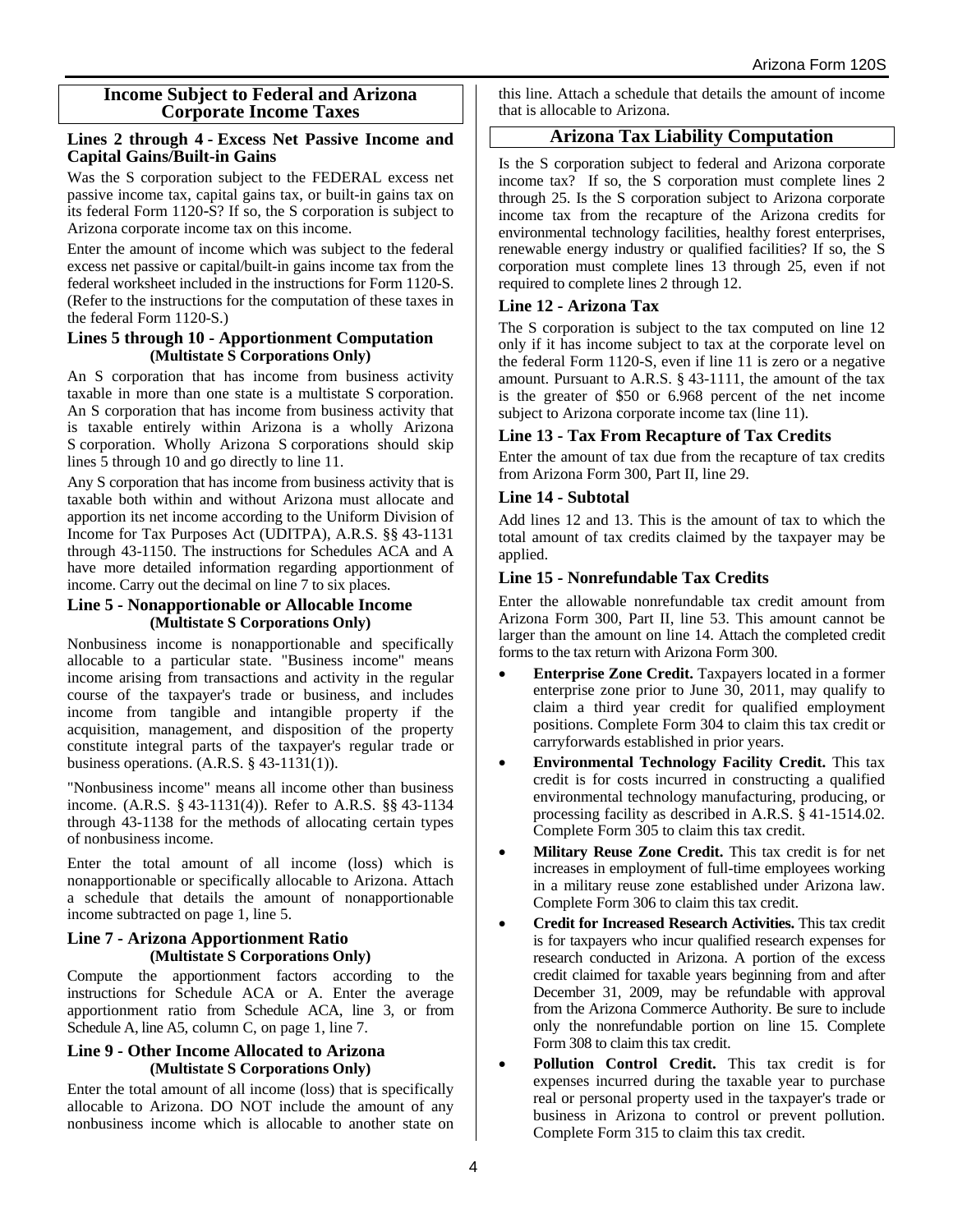## Income Subject to Federal and Arizona Corporate Income Taxes

### Lines 2 through 4 - Excess Net Passive Income and Capital Gains/Built-in Gains

Was the S corporation subject to the FEDERAL excess net passive income tax, capital gains tax, or built-in gains tax on its federal Form 1120-S? If so, the S corporation is subject to Arizona corporate income tax on this income.

Enter the amount of income which was subject to the federal excess net passive or capital/built-in gains income tax from the federal worksheet included in the instructions for Form 1120-S. (Refer to the instructions for the computation of these taxes in the federal Form 1120-S.)

### Lines 5 through 10 - Apportionment Computation (Multistate S Corporations Only)

An S corporation that has income from business activity taxable in more than one state is a multistate S corporation. An S corporation that has income from business activity that is taxable entirely within Arizona is a wholly Arizona S corporation. Wholly Arizona S corporations should skip lines 5 through 10 and go directly to line 11.

Any S corporation that has income from business activity that is taxable both within and without Arizona must allocate and apportion its net income according to the Uniform Division of Income for Tax Purposes Act (UDITPA), A.R.S. §§ 43-1131 through 43-1150. The instructions for Schedules ACA and A have more detailed information regarding apportionment of income. Carry out the decimal on line 7 to six places.

### Line 5 - Nonapportionable or Allocable Income (Multistate S Corporations Only)

Nonbusiness income is nonapportionable and specifically allocable to a particular state. "Business income" means income arising from transactions and activity in the regular course of the taxpayer's trade or business, and includes income from tangible and intangible property if the acquisition, management, and disposition of the property constitute integral parts of the taxpayer's regular trade or business operations. (A.R.S. § 43-1131(1)).

"Nonbusiness income" means all income other than business income. (A.R.S. § 43-1131(4)). Refer to A.R.S. §§ 43-1134 through 43-1138 for the methods of allocating certain types of nonbusiness income.

Enter the total amount of all income (loss) which is nonapportionable or specifically allocable to Arizona. Attach a schedule that details the amount of nonapportionable income subtracted on page 1, line 5.

### Line 7 - Arizona Apportionment Ratio (Multistate S Corporations Only)

Compute the apportionment factors according to the instructions for Schedule ACA or A. Enter the average apportionment ratio from Schedule ACA, line 3, or from Schedule A, line A5, column C, on page 1, line 7.

### Line 9 - Other Income Allocated to Arizona (Multistate S Corporations Only)

Enter the total amount of all income (loss) that is specifically allocable to Arizona. DO NOT include the amount of any nonbusiness income which is allocable to another state on this line. Attach a schedule that details the amount of income that is allocable to Arizona.

## Arizona Tax Liability Computation

Is the S corporation subject to federal and Arizona corporate income tax? If so, the S corporation must complete lines 2 through 25. Is the S corporation subject to Arizona corporate income tax from the recapture of the Arizona credits for environmental technology facilities, healthy forest enterprises, renewable energy industry or qualified facilities? If so, the S corporation must complete lines 13 through 25, even if not required to complete lines 2 through 12.

### Line 12 - Arizona Tax

The S corporation is subject to the tax computed on line 12 only if it has income subject to tax at the corporate level on the federal Form 1120-S, even if line 11 is zero or a negative amount. Pursuant to A.R.S. § 43-1111, the amount of the tax is the greater of $50 or 6.968 percent of the net income subject to Arizona corporate income tax (line 11).

### Line 13 - Tax From Recapture of Tax Credits

Enter the amount of tax due from the recapture of tax credits from Arizona Form 300, Part II, line 29.

### Line 14 - Subtotal

Add lines 12 and 13. This is the amount of tax to which the total amount of tax credits claimed by the taxpayer may be applied.

### Line 15 - Nonrefundable Tax Credits

Enter the allowable nonrefundable tax credit amount from Arizona Form 300, Part II, line 53. This amount cannot be larger than the amount on line 14. Attach the completed credit forms to the tax return with Arizona Form 300.

- **Enterprise Zone Credit.** Taxpayers located in a former enterprise zone prior to June 30, 2011, may qualify to claim a third year credit for qualified employment positions. Complete Form 304 to claim this tax credit or carryforwards established in prior years.
- **Environmental Technology Facility Credit.** This tax credit is for costs incurred in constructing a qualified environmental technology manufacturing, producing, or processing facility as described in A.R.S. § 41-1514.02. Complete Form 305 to claim this tax credit.
- **Military Reuse Zone Credit.** This tax credit is for net increases in employment of full-time employees working in a military reuse zone established under Arizona law. Complete Form 306 to claim this tax credit.
- **Credit for Increased Research Activities.** This tax credit is for taxpayers who incur qualified research expenses for research conducted in Arizona. A portion of the excess credit claimed for taxable years beginning from and after December 31, 2009, may be refundable with approval from the Arizona Commerce Authority. Be sure to include only the nonrefundable portion on line 15. Complete Form 308 to claim this tax credit.
- **Pollution Control Credit.** This tax credit is for expenses incurred during the taxable year to purchase real or personal property used in the taxpayer's trade or business in Arizona to control or prevent pollution. Complete Form 315 to claim this tax credit.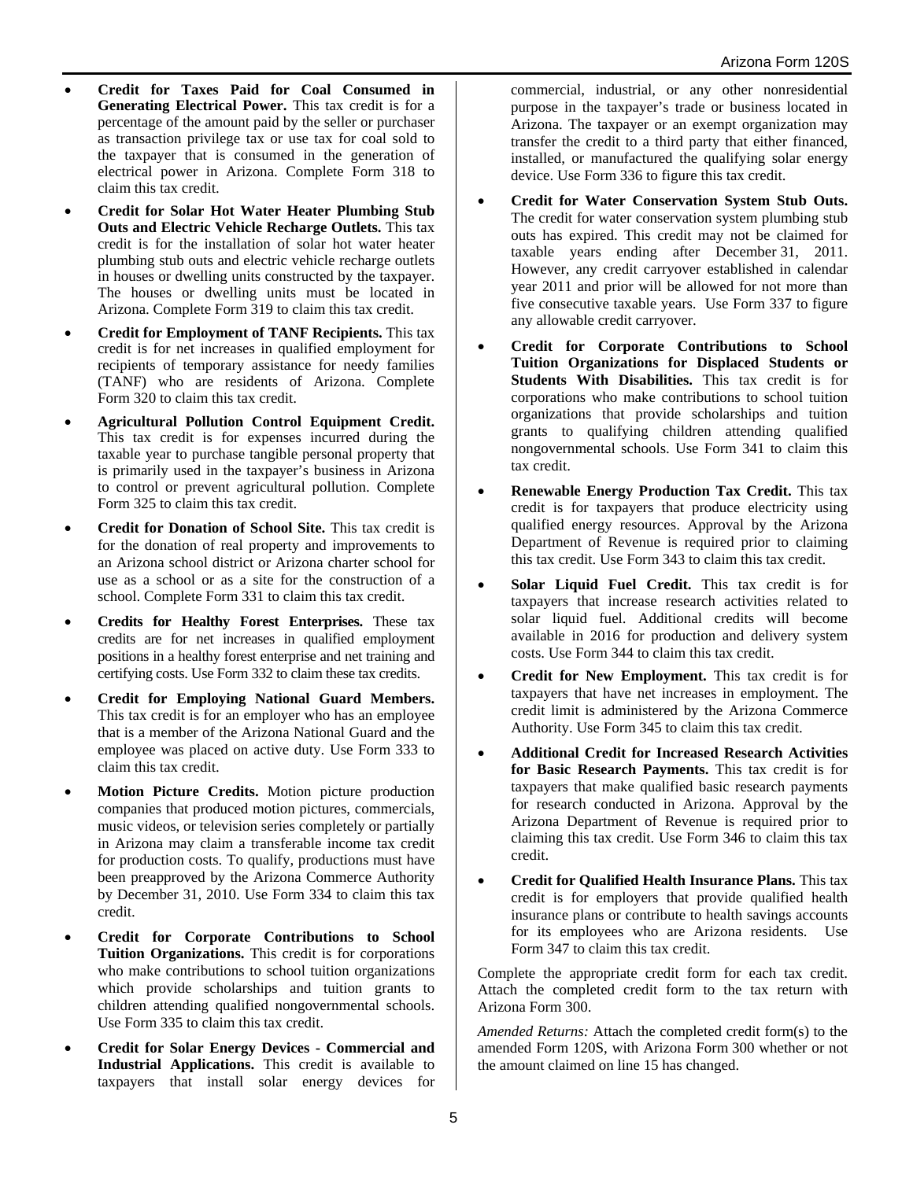- **Credit for Taxes Paid for Coal Consumed in Generating Electrical Power.** This tax credit is for a percentage of the amount paid by the seller or purchaser as transaction privilege tax or use tax for coal sold to the taxpayer that is consumed in the generation of electrical power in Arizona. Complete Form 318 to claim this tax credit.
- **Credit for Solar Hot Water Heater Plumbing Stub Outs and Electric Vehicle Recharge Outlets.** This tax credit is for the installation of solar hot water heater plumbing stub outs and electric vehicle recharge outlets in houses or dwelling units constructed by the taxpayer. The houses or dwelling units must be located in Arizona. Complete Form 319 to claim this tax credit.
- **Credit for Employment of TANF Recipients.** This tax credit is for net increases in qualified employment for recipients of temporary assistance for needy families (TANF) who are residents of Arizona. Complete Form 320 to claim this tax credit.
- **Agricultural Pollution Control Equipment Credit.** This tax credit is for expenses incurred during the taxable year to purchase tangible personal property that is primarily used in the taxpayer's business in Arizona to control or prevent agricultural pollution. Complete Form 325 to claim this tax credit.
- **Credit for Donation of School Site.** This tax credit is for the donation of real property and improvements to an Arizona school district or Arizona charter school for use as a school or as a site for the construction of a school. Complete Form 331 to claim this tax credit.
- **Credits for Healthy Forest Enterprises.** These tax credits are for net increases in qualified employment positions in a healthy forest enterprise and net training and certifying costs. Use Form 332 to claim these tax credits.
- **Credit for Employing National Guard Members.** This tax credit is for an employer who has an employee that is a member of the Arizona National Guard and the employee was placed on active duty. Use Form 333 to claim this tax credit.
- **Motion Picture Credits.** Motion picture production companies that produced motion pictures, commercials, music videos, or television series completely or partially in Arizona may claim a transferable income tax credit for production costs. To qualify, productions must have been preapproved by the Arizona Commerce Authority by December 31, 2010. Use Form 334 to claim this tax credit.
- **Credit for Corporate Contributions to School Tuition Organizations.** This credit is for corporations who make contributions to school tuition organizations which provide scholarships and tuition grants to children attending qualified nongovernmental schools. Use Form 335 to claim this tax credit.
- **Credit for Solar Energy Devices - Commercial and Industrial Applications.** This credit is available to taxpayers that install solar energy devices for commercial, industrial, or any other nonresidential purpose in the taxpayer's trade or business located in Arizona. The taxpayer or an exempt organization may transfer the credit to a third party that either financed, installed, or manufactured the qualifying solar energy device. Use Form 336 to figure this tax credit.
- **Credit for Water Conservation System Stub Outs.** The credit for water conservation system plumbing stub outs has expired. This credit may not be claimed for taxable years ending after December 31, 2011. However, any credit carryover established in calendar year 2011 and prior will be allowed for not more than five consecutive taxable years. Use Form 337 to figure any allowable credit carryover.
- **Credit for Corporate Contributions to School Tuition Organizations for Displaced Students or Students With Disabilities.** This tax credit is for corporations who make contributions to school tuition organizations that provide scholarships and tuition grants to qualifying children attending qualified nongovernmental schools. Use Form 341 to claim this tax credit.
- **Renewable Energy Production Tax Credit.** This tax credit is for taxpayers that produce electricity using qualified energy resources. Approval by the Arizona Department of Revenue is required prior to claiming this tax credit. Use Form 343 to claim this tax credit.
- **Solar Liquid Fuel Credit.** This tax credit is for taxpayers that increase research activities related to solar liquid fuel. Additional credits will become available in 2016 for production and delivery system costs. Use Form 344 to claim this tax credit.
- **Credit for New Employment.** This tax credit is for taxpayers that have net increases in employment. The credit limit is administered by the Arizona Commerce Authority. Use Form 345 to claim this tax credit.
- **Additional Credit for Increased Research Activities for Basic Research Payments.** This tax credit is for taxpayers that make qualified basic research payments for research conducted in Arizona. Approval by the Arizona Department of Revenue is required prior to claiming this tax credit. Use Form 346 to claim this tax credit.
- **Credit for Qualified Health Insurance Plans.** This tax credit is for employers that provide qualified health insurance plans or contribute to health savings accounts for its employees who are Arizona residents. Use Form 347 to claim this tax credit.

Complete the appropriate credit form for each tax credit. Attach the completed credit form to the tax return with Arizona Form 300.

*Amended Returns:* Attach the completed credit form(s) to the amended Form 120S, with Arizona Form 300 whether or not the amount claimed on line 15 has changed.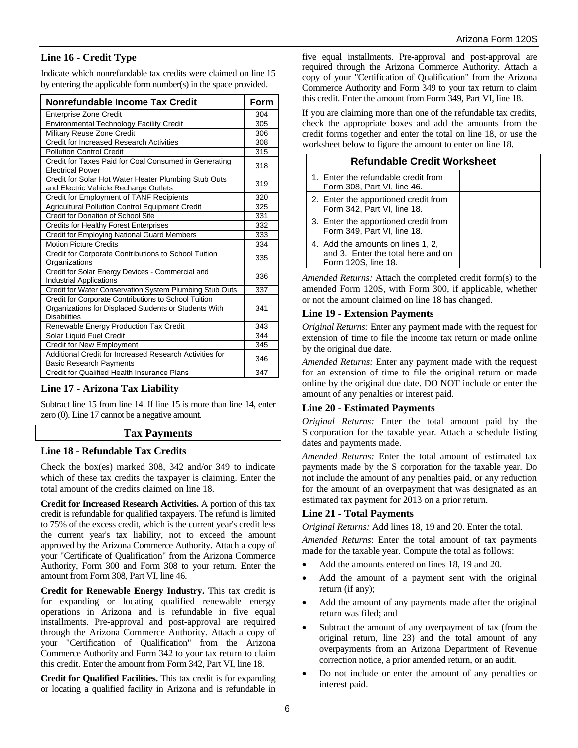### Line 16 - Credit Type

Indicate which nonrefundable tax credits were claimed on line 15 by entering the applicable form number(s) in the space provided.

| Nonrefundable Income Tax Credit | Form |
|---|---|
| Enterprise Zone Credit | 304 |
| Environmental Technology Facility Credit | 305 |
| Military Reuse Zone Credit | 306 |
| Credit for Increased Research Activities | 308 |
| Pollution Control Credit | 315 |
| Credit for Taxes Paid for Coal Consumed in Generating Electrical Power | 318 |
| Credit for Solar Hot Water Heater Plumbing Stub Outs and Electric Vehicle Recharge Outlets | 319 |
| Credit for Employment of TANF Recipients | 320 |
| Agricultural Pollution Control Equipment Credit | 325 |
| Credit for Donation of School Site | 331 |
| Credits for Healthy Forest Enterprises | 332 |
| Credit for Employing National Guard Members | 333 |
| Motion Picture Credits | 334 |
| Credit for Corporate Contributions to School Tuition Organizations | 335 |
| Credit for Solar Energy Devices - Commercial and Industrial Applications | 336 |
| Credit for Water Conservation System Plumbing Stub Outs | 337 |
| Credit for Corporate Contributions to School Tuition Organizations for Displaced Students or Students With Disabilities | 341 |
| Renewable Energy Production Tax Credit | 343 |
| Solar Liquid Fuel Credit | 344 |
| Credit for New Employment | 345 |
| Additional Credit for Increased Research Activities for Basic Research Payments | 346 |
| Credit for Qualified Health Insurance Plans | 347 |

### Line 17 - Arizona Tax Liability

Subtract line 15 from line 14. If line 15 is more than line 14, enter zero (0). Line 17 cannot be a negative amount.

## Tax Payments

### Line 18 - Refundable Tax Credits

Check the box(es) marked 308, 342 and/or 349 to indicate which of these tax credits the taxpayer is claiming. Enter the total amount of the credits claimed on line 18.

**Credit for Increased Research Activities.** A portion of this tax credit is refundable for qualified taxpayers. The refund is limited to 75% of the excess credit, which is the current year's credit less the current year's tax liability, not to exceed the amount approved by the Arizona Commerce Authority. Attach a copy of your "Certificate of Qualification" from the Arizona Commerce Authority, Form 300 and Form 308 to your return. Enter the amount from Form 308, Part VI, line 46.

**Credit for Renewable Energy Industry.** This tax credit is for expanding or locating qualified renewable energy operations in Arizona and is refundable in five equal installments. Pre-approval and post-approval are required through the Arizona Commerce Authority. Attach a copy of your "Certification of Qualification" from the Arizona Commerce Authority and Form 342 to your tax return to claim this credit. Enter the amount from Form 342, Part VI, line 18.

**Credit for Qualified Facilities.** This tax credit is for expanding or locating a qualified facility in Arizona and is refundable in five equal installments. Pre-approval and post-approval are required through the Arizona Commerce Authority. Attach a copy of your "Certification of Qualification" from the Arizona Commerce Authority and Form 349 to your tax return to claim this credit. Enter the amount from Form 349, Part VI, line 18.

If you are claiming more than one of the refundable tax credits, check the appropriate boxes and add the amounts from the credit forms together and enter the total on line 18, or use the worksheet below to figure the amount to enter on line 18.

| Refundable Credit Worksheet | |
|---|---|
| 1. Enter the refundable credit from Form 308, Part VI, line 46. | |
| 2. Enter the apportioned credit from Form 342, Part VI, line 18. | |
| 3. Enter the apportioned credit from Form 349, Part VI, line 18. | |
| 4. Add the amounts on lines 1, 2, and 3. Enter the total here and on Form 120S, line 18. | |

*Amended Returns:* Attach the completed credit form(s) to the amended Form 120S, with Form 300, if applicable, whether or not the amount claimed on line 18 has changed.

### Line 19 - Extension Payments

*Original Returns:* Enter any payment made with the request for extension of time to file the income tax return or made online by the original due date.

*Amended Returns:* Enter any payment made with the request for an extension of time to file the original return or made online by the original due date. DO NOT include or enter the amount of any penalties or interest paid.

### Line 20 - Estimated Payments

*Original Returns:* Enter the total amount paid by the S corporation for the taxable year. Attach a schedule listing dates and payments made.

*Amended Returns:* Enter the total amount of estimated tax payments made by the S corporation for the taxable year. Do not include the amount of any penalties paid, or any reduction for the amount of an overpayment that was designated as an estimated tax payment for 2013 on a prior return.

### Line 21 - Total Payments

*Original Returns:* Add lines 18, 19 and 20. Enter the total.

*Amended Returns*: Enter the total amount of tax payments made for the taxable year. Compute the total as follows:

- Add the amounts entered on lines 18, 19 and 20.
- Add the amount of a payment sent with the original return (if any);
- Add the amount of any payments made after the original return was filed; and
- Subtract the amount of any overpayment of tax (from the original return, line 23) and the total amount of any overpayments from an Arizona Department of Revenue correction notice, a prior amended return, or an audit.
- Do not include or enter the amount of any penalties or interest paid.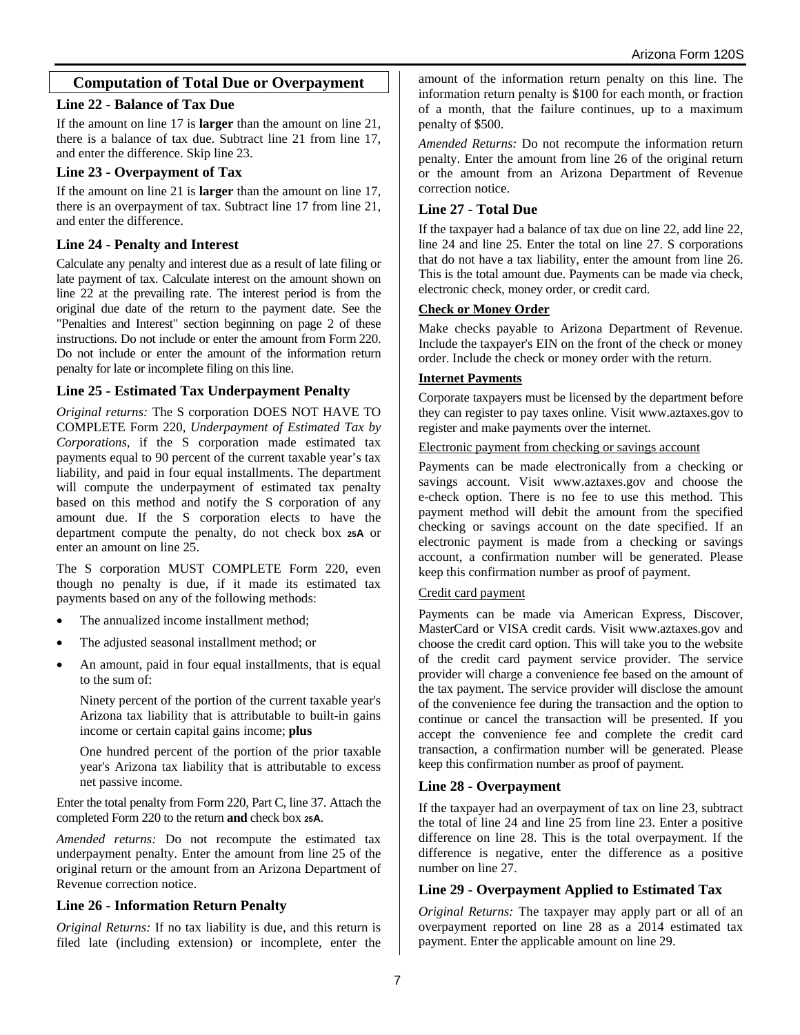## Computation of Total Due or Overpayment

### Line 22 - Balance of Tax Due

If the amount on line 17 is **larger** than the amount on line 21, there is a balance of tax due. Subtract line 21 from line 17, and enter the difference. Skip line 23.

### Line 23 - Overpayment of Tax

If the amount on line 21 is **larger** than the amount on line 17, there is an overpayment of tax. Subtract line 17 from line 21, and enter the difference.

### Line 24 - Penalty and Interest

Calculate any penalty and interest due as a result of late filing or late payment of tax. Calculate interest on the amount shown on line 22 at the prevailing rate. The interest period is from the original due date of the return to the payment date. See the "Penalties and Interest" section beginning on page 2 of these instructions. Do not include or enter the amount from Form 220. Do not include or enter the amount of the information return penalty for late or incomplete filing on this line.

### Line 25 - Estimated Tax Underpayment Penalty

*Original returns:* The S corporation DOES NOT HAVE TO COMPLETE Form 220, *Underpayment of Estimated Tax by Corporations*, if the S corporation made estimated tax payments equal to 90 percent of the current taxable year's tax liability, and paid in four equal installments. The department will compute the underpayment of estimated tax penalty based on this method and notify the S corporation of any amount due. If the S corporation elects to have the department compute the penalty, do not check box **25A** or enter an amount on line 25.

The S corporation MUST COMPLETE Form 220, even though no penalty is due, if it made its estimated tax payments based on any of the following methods:

- The annualized income installment method;
- The adjusted seasonal installment method; or
- An amount, paid in four equal installments, that is equal to the sum of:

  Ninety percent of the portion of the current taxable year's Arizona tax liability that is attributable to built-in gains income or certain capital gains income; **plus**

  One hundred percent of the portion of the prior taxable year's Arizona tax liability that is attributable to excess net passive income.

Enter the total penalty from Form 220, Part C, line 37. Attach the completed Form 220 to the return **and** check box **25A**.

*Amended returns:* Do not recompute the estimated tax underpayment penalty. Enter the amount from line 25 of the original return or the amount from an Arizona Department of Revenue correction notice.

### Line 26 - Information Return Penalty

*Original Returns:* If no tax liability is due, and this return is filed late (including extension) or incomplete, enter the amount of the information return penalty on this line. The information return penalty is $100 for each month, or fraction of a month, that the failure continues, up to a maximum penalty of $500.

*Amended Returns:* Do not recompute the information return penalty. Enter the amount from line 26 of the original return or the amount from an Arizona Department of Revenue correction notice.

### Line 27 - Total Due

If the taxpayer had a balance of tax due on line 22, add line 22, line 24 and line 25. Enter the total on line 27. S corporations that do not have a tax liability, enter the amount from line 26. This is the total amount due. Payments can be made via check, electronic check, money order, or credit card.

**Check or Money Order**

Make checks payable to Arizona Department of Revenue. Include the taxpayer's EIN on the front of the check or money order. Include the check or money order with the return.

**Internet Payments**

Corporate taxpayers must be licensed by the department before they can register to pay taxes online. Visit www.aztaxes.gov to register and make payments over the internet.

Electronic payment from checking or savings account

Payments can be made electronically from a checking or savings account. Visit www.aztaxes.gov and choose the e-check option. There is no fee to use this method. This payment method will debit the amount from the specified checking or savings account on the date specified. If an electronic payment is made from a checking or savings account, a confirmation number will be generated. Please keep this confirmation number as proof of payment.

Credit card payment

Payments can be made via American Express, Discover, MasterCard or VISA credit cards. Visit www.aztaxes.gov and choose the credit card option. This will take you to the website of the credit card payment service provider. The service provider will charge a convenience fee based on the amount of the tax payment. The service provider will disclose the amount of the convenience fee during the transaction and the option to continue or cancel the transaction will be presented. If you accept the convenience fee and complete the credit card transaction, a confirmation number will be generated. Please keep this confirmation number as proof of payment.

### Line 28 - Overpayment

If the taxpayer had an overpayment of tax on line 23, subtract the total of line 24 and line 25 from line 23. Enter a positive difference on line 28. This is the total overpayment. If the difference is negative, enter the difference as a positive number on line 27.

### Line 29 - Overpayment Applied to Estimated Tax

*Original Returns:* The taxpayer may apply part or all of an overpayment reported on line 28 as a 2014 estimated tax payment. Enter the applicable amount on line 29.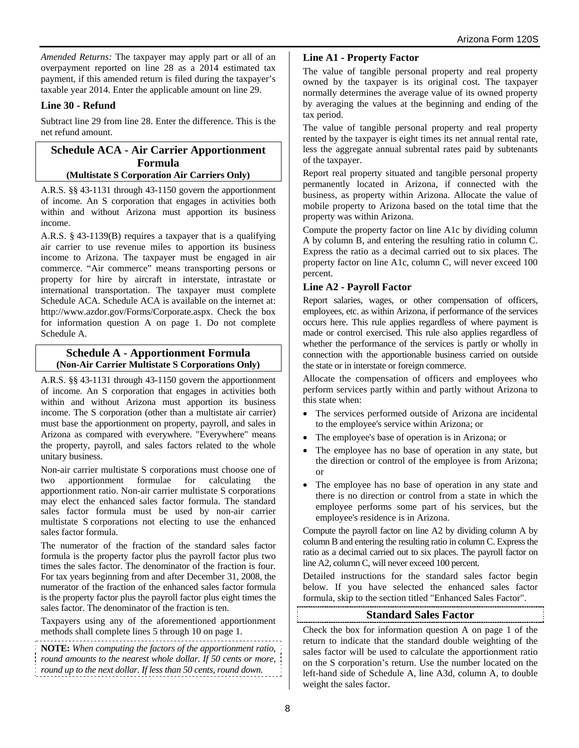*Amended Returns:* The taxpayer may apply part or all of an overpayment reported on line 28 as a 2014 estimated tax payment, if this amended return is filed during the taxpayer's taxable year 2014. Enter the applicable amount on line 29.

### Line 30 - Refund

Subtract line 29 from line 28. Enter the difference. This is the net refund amount.

## Schedule ACA - Air Carrier Apportionment Formula
**(Multistate S Corporation Air Carriers Only)**

A.R.S. §§ 43-1131 through 43-1150 govern the apportionment of income. An S corporation that engages in activities both within and without Arizona must apportion its business income.

A.R.S. § 43-1139(B) requires a taxpayer that is a qualifying air carrier to use revenue miles to apportion its business income to Arizona. The taxpayer must be engaged in air commerce. "Air commerce" means transporting persons or property for hire by aircraft in interstate, intrastate or international transportation. The taxpayer must complete Schedule ACA. Schedule ACA is available on the internet at: http://www.azdor.gov/Forms/Corporate.aspx. Check the box for information question A on page 1. Do not complete Schedule A.

## Schedule A - Apportionment Formula
**(Non-Air Carrier Multistate S Corporations Only)**

A.R.S. §§ 43-1131 through 43-1150 govern the apportionment of income. An S corporation that engages in activities both within and without Arizona must apportion its business income. The S corporation (other than a multistate air carrier) must base the apportionment on property, payroll, and sales in Arizona as compared with everywhere. "Everywhere" means the property, payroll, and sales factors related to the whole unitary business.

Non-air carrier multistate S corporations must choose one of two apportionment formulae for calculating the apportionment ratio. Non-air carrier multistate S corporations may elect the enhanced sales factor formula. The standard sales factor formula must be used by non-air carrier multistate S corporations not electing to use the enhanced sales factor formula.

The numerator of the fraction of the standard sales factor formula is the property factor plus the payroll factor plus two times the sales factor. The denominator of the fraction is four. For tax years beginning from and after December 31, 2008, the numerator of the fraction of the enhanced sales factor formula is the property factor plus the payroll factor plus eight times the sales factor. The denominator of the fraction is ten.

Taxpayers using any of the aforementioned apportionment methods shall complete lines 5 through 10 on page 1.

**NOTE:** *When computing the factors of the apportionment ratio, round amounts to the nearest whole dollar. If 50 cents or more, round up to the next dollar. If less than 50 cents, round down.*

### Line A1 - Property Factor

The value of tangible personal property and real property owned by the taxpayer is its original cost. The taxpayer normally determines the average value of its owned property by averaging the values at the beginning and ending of the tax period.

The value of tangible personal property and real property rented by the taxpayer is eight times its net annual rental rate, less the aggregate annual subrental rates paid by subtenants of the taxpayer.

Report real property situated and tangible personal property permanently located in Arizona, if connected with the business, as property within Arizona. Allocate the value of mobile property to Arizona based on the total time that the property was within Arizona.

Compute the property factor on line A1c by dividing column A by column B, and entering the resulting ratio in column C. Express the ratio as a decimal carried out to six places. The property factor on line A1c, column C, will never exceed 100 percent.

### Line A2 - Payroll Factor

Report salaries, wages, or other compensation of officers, employees, etc. as within Arizona, if performance of the services occurs here. This rule applies regardless of where payment is made or control exercised. This rule also applies regardless of whether the performance of the services is partly or wholly in connection with the apportionable business carried on outside the state or in interstate or foreign commerce.

Allocate the compensation of officers and employees who perform services partly within and partly without Arizona to this state when:

- The services performed outside of Arizona are incidental to the employee's service within Arizona; or
- The employee's base of operation is in Arizona; or
- The employee has no base of operation in any state, but the direction or control of the employee is from Arizona; or
- The employee has no base of operation in any state and there is no direction or control from a state in which the employee performs some part of his services, but the employee's residence is in Arizona.

Compute the payroll factor on line A2 by dividing column A by column B and entering the resulting ratio in column C. Express the ratio as a decimal carried out to six places. The payroll factor on line A2, column C, will never exceed 100 percent.

Detailed instructions for the standard sales factor begin below. If you have selected the enhanced sales factor formula, skip to the section titled "Enhanced Sales Factor".

## Standard Sales Factor

Check the box for information question A on page 1 of the return to indicate that the standard double weighting of the sales factor will be used to calculate the apportionment ratio on the S corporation's return. Use the number located on the left-hand side of Schedule A, line A3d, column A, to double weight the sales factor.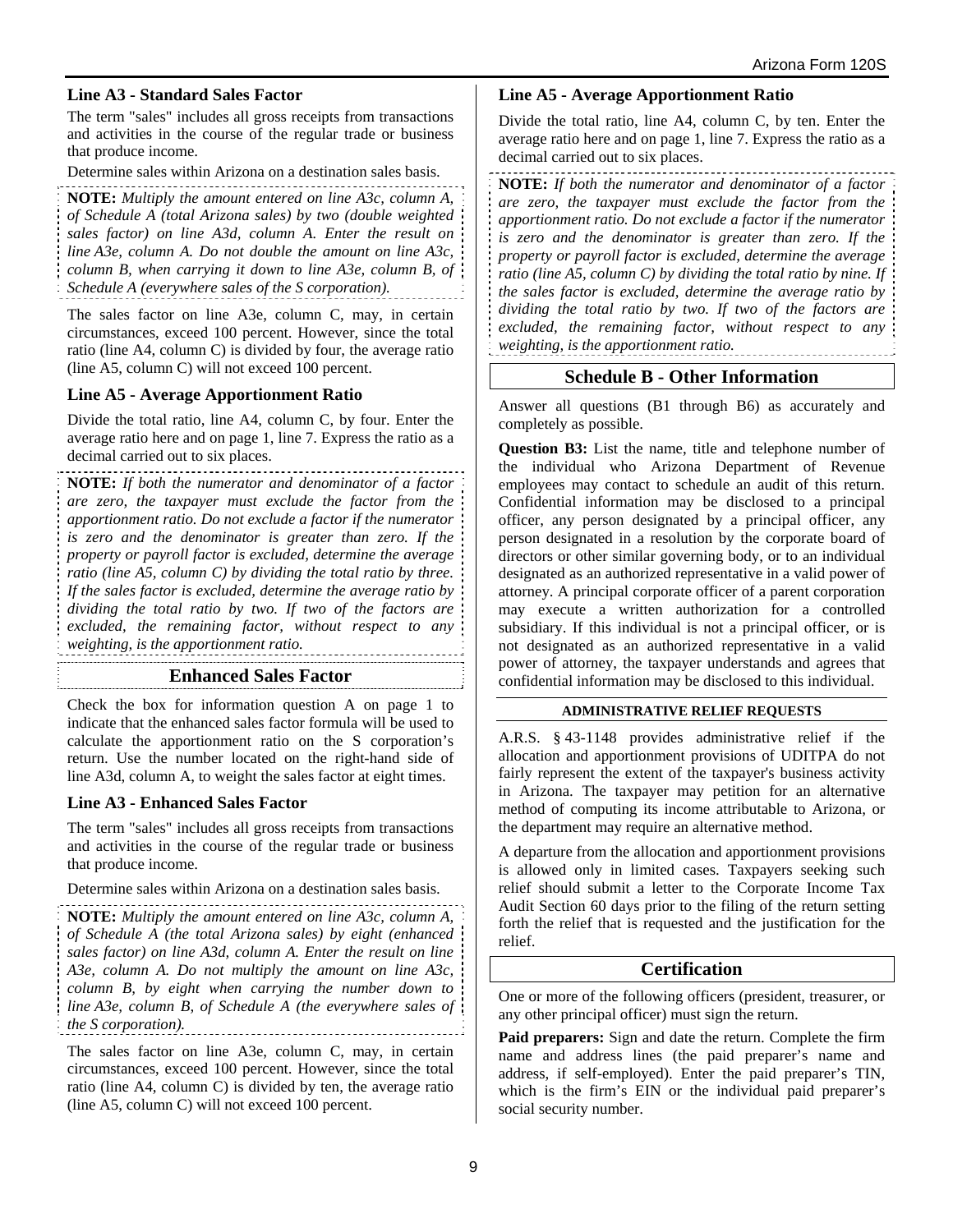### Line A3 - Standard Sales Factor

The term "sales" includes all gross receipts from transactions and activities in the course of the regular trade or business that produce income.

Determine sales within Arizona on a destination sales basis.

**NOTE:** *Multiply the amount entered on line A3c, column A, of Schedule A (total Arizona sales) by two (double weighted sales factor) on line A3d, column A. Enter the result on line A3e, column A. Do not double the amount on line A3c, column B, when carrying it down to line A3e, column B, of Schedule A (everywhere sales of the S corporation).*

The sales factor on line A3e, column C, may, in certain circumstances, exceed 100 percent. However, since the total ratio (line A4, column C) is divided by four, the average ratio (line A5, column C) will not exceed 100 percent.

### Line A5 - Average Apportionment Ratio

Divide the total ratio, line A4, column C, by four. Enter the average ratio here and on page 1, line 7. Express the ratio as a decimal carried out to six places.

**NOTE:** *If both the numerator and denominator of a factor are zero, the taxpayer must exclude the factor from the apportionment ratio. Do not exclude a factor if the numerator is zero and the denominator is greater than zero. If the property or payroll factor is excluded, determine the average ratio (line A5, column C) by dividing the total ratio by three. If the sales factor is excluded, determine the average ratio by dividing the total ratio by two. If two of the factors are excluded, the remaining factor, without respect to any weighting, is the apportionment ratio.*

## Enhanced Sales Factor

Check the box for information question A on page 1 to indicate that the enhanced sales factor formula will be used to calculate the apportionment ratio on the S corporation's return. Use the number located on the right-hand side of line A3d, column A, to weight the sales factor at eight times.

### Line A3 - Enhanced Sales Factor

The term "sales" includes all gross receipts from transactions and activities in the course of the regular trade or business that produce income.

Determine sales within Arizona on a destination sales basis.

**NOTE:** *Multiply the amount entered on line A3c, column A, of Schedule A (the total Arizona sales) by eight (enhanced sales factor) on line A3d, column A. Enter the result on line A3e, column A. Do not multiply the amount on line A3c, column B, by eight when carrying the number down to line A3e, column B, of Schedule A (the everywhere sales of the S corporation).*

The sales factor on line A3e, column C, may, in certain circumstances, exceed 100 percent. However, since the total ratio (line A4, column C) is divided by ten, the average ratio (line A5, column C) will not exceed 100 percent.

### Line A5 - Average Apportionment Ratio

Divide the total ratio, line A4, column C, by ten. Enter the average ratio here and on page 1, line 7. Express the ratio as a decimal carried out to six places.

**NOTE:** *If both the numerator and denominator of a factor are zero, the taxpayer must exclude the factor from the apportionment ratio. Do not exclude a factor if the numerator is zero and the denominator is greater than zero. If the property or payroll factor is excluded, determine the average ratio (line A5, column C) by dividing the total ratio by nine. If the sales factor is excluded, determine the average ratio by dividing the total ratio by two. If two of the factors are excluded, the remaining factor, without respect to any weighting, is the apportionment ratio.*

## Schedule B - Other Information

Answer all questions (B1 through B6) as accurately and completely as possible.

**Question B3:** List the name, title and telephone number of the individual who Arizona Department of Revenue employees may contact to schedule an audit of this return. Confidential information may be disclosed to a principal officer, any person designated by a principal officer, any person designated in a resolution by the corporate board of directors or other similar governing body, or to an individual designated as an authorized representative in a valid power of attorney. A principal corporate officer of a parent corporation may execute a written authorization for a controlled subsidiary. If this individual is not a principal officer, or is not designated as an authorized representative in a valid power of attorney, the taxpayer understands and agrees that confidential information may be disclosed to this individual.

#### ADMINISTRATIVE RELIEF REQUESTS

A.R.S. § 43-1148 provides administrative relief if the allocation and apportionment provisions of UDITPA do not fairly represent the extent of the taxpayer's business activity in Arizona. The taxpayer may petition for an alternative method of computing its income attributable to Arizona, or the department may require an alternative method.

A departure from the allocation and apportionment provisions is allowed only in limited cases. Taxpayers seeking such relief should submit a letter to the Corporate Income Tax Audit Section 60 days prior to the filing of the return setting forth the relief that is requested and the justification for the relief.

## Certification

One or more of the following officers (president, treasurer, or any other principal officer) must sign the return.

**Paid preparers:** Sign and date the return. Complete the firm name and address lines (the paid preparer's name and address, if self-employed). Enter the paid preparer's TIN, which is the firm's EIN or the individual paid preparer's social security number.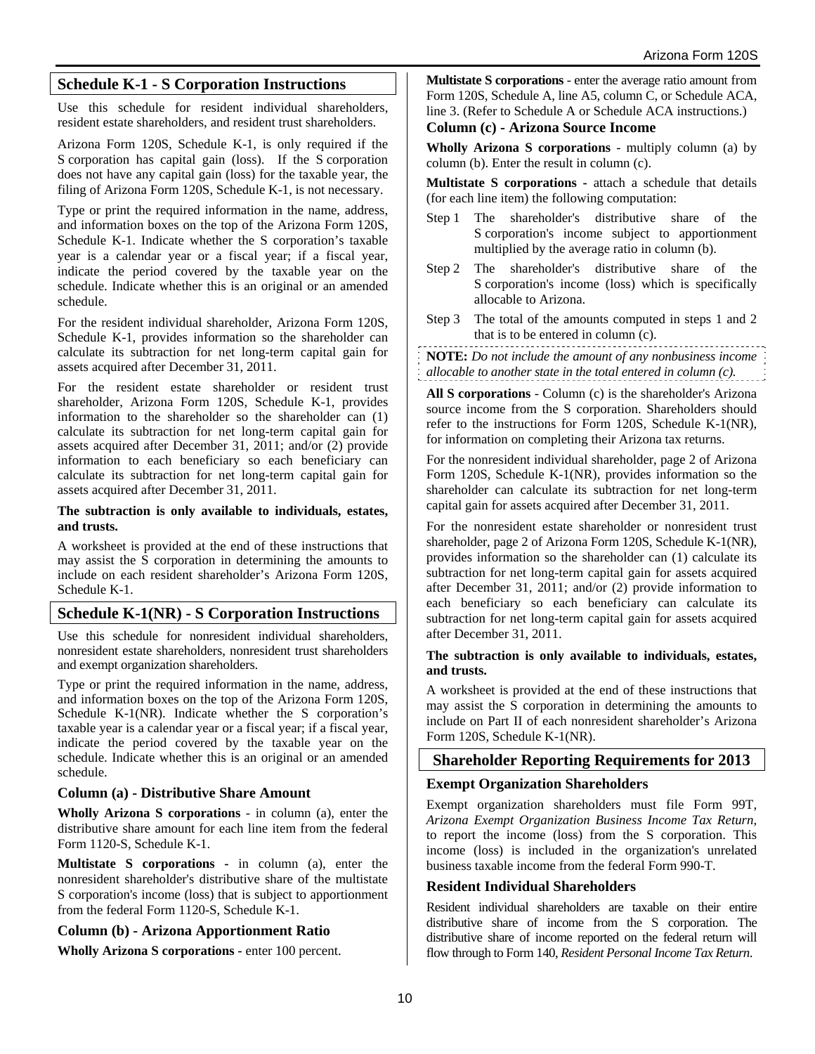## Schedule K-1 - S Corporation Instructions

Use this schedule for resident individual shareholders, resident estate shareholders, and resident trust shareholders.

Arizona Form 120S, Schedule K-1, is only required if the S corporation has capital gain (loss). If the S corporation does not have any capital gain (loss) for the taxable year, the filing of Arizona Form 120S, Schedule K-1, is not necessary.

Type or print the required information in the name, address, and information boxes on the top of the Arizona Form 120S, Schedule K-1. Indicate whether the S corporation's taxable year is a calendar year or a fiscal year; if a fiscal year, indicate the period covered by the taxable year on the schedule. Indicate whether this is an original or an amended schedule.

For the resident individual shareholder, Arizona Form 120S, Schedule K-1, provides information so the shareholder can calculate its subtraction for net long-term capital gain for assets acquired after December 31, 2011.

For the resident estate shareholder or resident trust shareholder, Arizona Form 120S, Schedule K-1, provides information to the shareholder so the shareholder can (1) calculate its subtraction for net long-term capital gain for assets acquired after December 31, 2011; and/or (2) provide information to each beneficiary so each beneficiary can calculate its subtraction for net long-term capital gain for assets acquired after December 31, 2011.

**The subtraction is only available to individuals, estates, and trusts.**

A worksheet is provided at the end of these instructions that may assist the S corporation in determining the amounts to include on each resident shareholder's Arizona Form 120S, Schedule K-1.

## Schedule K-1(NR) - S Corporation Instructions

Use this schedule for nonresident individual shareholders, nonresident estate shareholders, nonresident trust shareholders and exempt organization shareholders.

Type or print the required information in the name, address, and information boxes on the top of the Arizona Form 120S, Schedule K-1(NR). Indicate whether the S corporation's taxable year is a calendar year or a fiscal year; if a fiscal year, indicate the period covered by the taxable year on the schedule. Indicate whether this is an original or an amended schedule.

### Column (a) - Distributive Share Amount

**Wholly Arizona S corporations** - in column (a), enter the distributive share amount for each line item from the federal Form 1120-S, Schedule K-1.

**Multistate S corporations** - in column (a), enter the nonresident shareholder's distributive share of the multistate S corporation's income (loss) that is subject to apportionment from the federal Form 1120-S, Schedule K-1.

### Column (b) - Arizona Apportionment Ratio

**Wholly Arizona S corporations** - enter 100 percent.

**Multistate S corporations** - enter the average ratio amount from Form 120S, Schedule A, line A5, column C, or Schedule ACA, line 3. (Refer to Schedule A or Schedule ACA instructions.)

### Column (c) - Arizona Source Income

**Wholly Arizona S corporations** - multiply column (a) by column (b). Enter the result in column (c).

**Multistate S corporations** - attach a schedule that details (for each line item) the following computation:

- Step 1 The shareholder's distributive share of the S corporation's income subject to apportionment multiplied by the average ratio in column (b).
- Step 2 The shareholder's distributive share of the S corporation's income (loss) which is specifically allocable to Arizona.
- Step 3 The total of the amounts computed in steps 1 and 2 that is to be entered in column (c).

**NOTE:** *Do not include the amount of any nonbusiness income allocable to another state in the total entered in column (c).*

**All S corporations** - Column (c) is the shareholder's Arizona source income from the S corporation. Shareholders should refer to the instructions for Form 120S, Schedule K-1(NR), for information on completing their Arizona tax returns.

For the nonresident individual shareholder, page 2 of Arizona Form 120S, Schedule K-1(NR), provides information so the shareholder can calculate its subtraction for net long-term capital gain for assets acquired after December 31, 2011.

For the nonresident estate shareholder or nonresident trust shareholder, page 2 of Arizona Form 120S, Schedule K-1(NR), provides information so the shareholder can (1) calculate its subtraction for net long-term capital gain for assets acquired after December 31, 2011; and/or (2) provide information to each beneficiary so each beneficiary can calculate its subtraction for net long-term capital gain for assets acquired after December 31, 2011.

**The subtraction is only available to individuals, estates, and trusts.**

A worksheet is provided at the end of these instructions that may assist the S corporation in determining the amounts to include on Part II of each nonresident shareholder's Arizona Form 120S, Schedule K-1(NR).

## Shareholder Reporting Requirements for 2013

### Exempt Organization Shareholders

Exempt organization shareholders must file Form 99T, *Arizona Exempt Organization Business Income Tax Return*, to report the income (loss) from the S corporation. This income (loss) is included in the organization's unrelated business taxable income from the federal Form 990-T.

### Resident Individual Shareholders

Resident individual shareholders are taxable on their entire distributive share of income from the S corporation. The distributive share of income reported on the federal return will flow through to Form 140, *Resident Personal Income Tax Return*.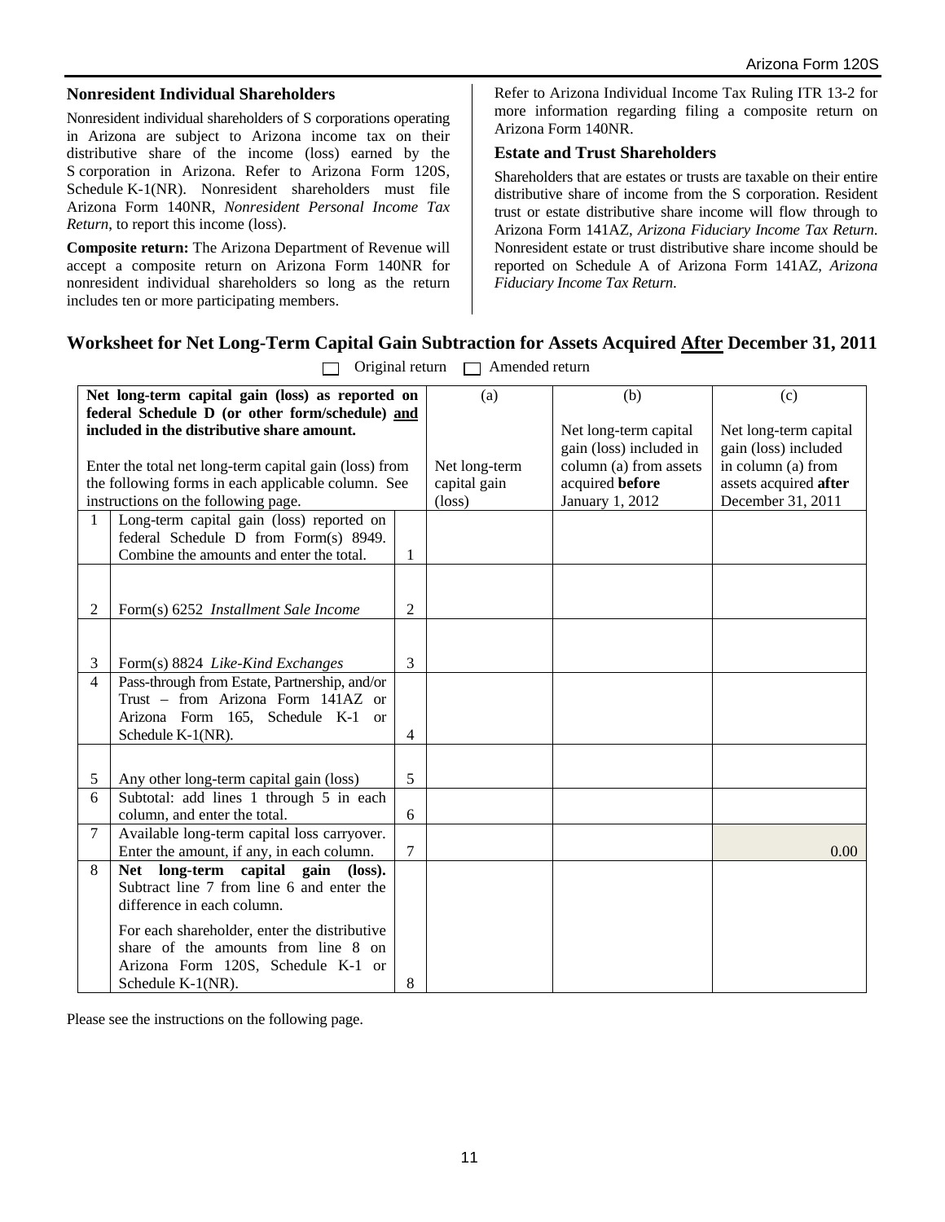### Nonresident Individual Shareholders

Nonresident individual shareholders of S corporations operating in Arizona are subject to Arizona income tax on their distributive share of the income (loss) earned by the S corporation in Arizona. Refer to Arizona Form 120S, Schedule K-1(NR). Nonresident shareholders must file Arizona Form 140NR, *Nonresident Personal Income Tax Return*, to report this income (loss).

**Composite return:** The Arizona Department of Revenue will accept a composite return on Arizona Form 140NR for nonresident individual shareholders so long as the return includes ten or more participating members.

Refer to Arizona Individual Income Tax Ruling ITR 13-2 for more information regarding filing a composite return on Arizona Form 140NR.

### Estate and Trust Shareholders

Shareholders that are estates or trusts are taxable on their entire distributive share of income from the S corporation. Resident trust or estate distributive share income will flow through to Arizona Form 141AZ, *Arizona Fiduciary Income Tax Return*. Nonresident estate or trust distributive share income should be reported on Schedule A of Arizona Form 141AZ, *Arizona Fiduciary Income Tax Return*.

## Worksheet for Net Long-Term Capital Gain Subtraction for Assets Acquired After December 31, 2011

☐ Original return ☐ Amended return

| | **Net long-term capital gain (loss) as reported on federal Schedule D (or other form/schedule) and included in the distributive share amount.**<br><br>Enter the total net long-term capital gain (loss) from the following forms in each applicable column. See instructions on the following page. | | (a)<br><br>Net long-term capital gain (loss) | (b)<br><br>Net long-term capital gain (loss) included in column (a) from assets acquired **before** January 1, 2012 | (c)<br><br>Net long-term capital gain (loss) included in column (a) from assets acquired **after** December 31, 2011 |
|---|---|---|---|---|---|
| 1 | Long-term capital gain (loss) reported on federal Schedule D from Form(s) 8949. Combine the amounts and enter the total. | 1 | | | |
| 2 | Form(s) 6252 *Installment Sale Income* | 2 | | | |
| 3 | Form(s) 8824 *Like-Kind Exchanges* | 3 | | | |
| 4 | Pass-through from Estate, Partnership, and/or Trust – from Arizona Form 141AZ or Arizona Form 165, Schedule K-1 or Schedule K-1(NR). | 4 | | | |
| 5 | Any other long-term capital gain (loss) | 5 | | | |
| 6 | Subtotal: add lines 1 through 5 in each column, and enter the total. | 6 | | | |
| 7 | Available long-term capital loss carryover. Enter the amount, if any, in each column. | 7 | | | 0.00 |
| 8 | **Net long-term capital gain (loss).** Subtract line 7 from line 6 and enter the difference in each column.<br><br>For each shareholder, enter the distributive share of the amounts from line 8 on Arizona Form 120S, Schedule K-1 or Schedule K-1(NR). | 8 | | | |

Please see the instructions on the following page.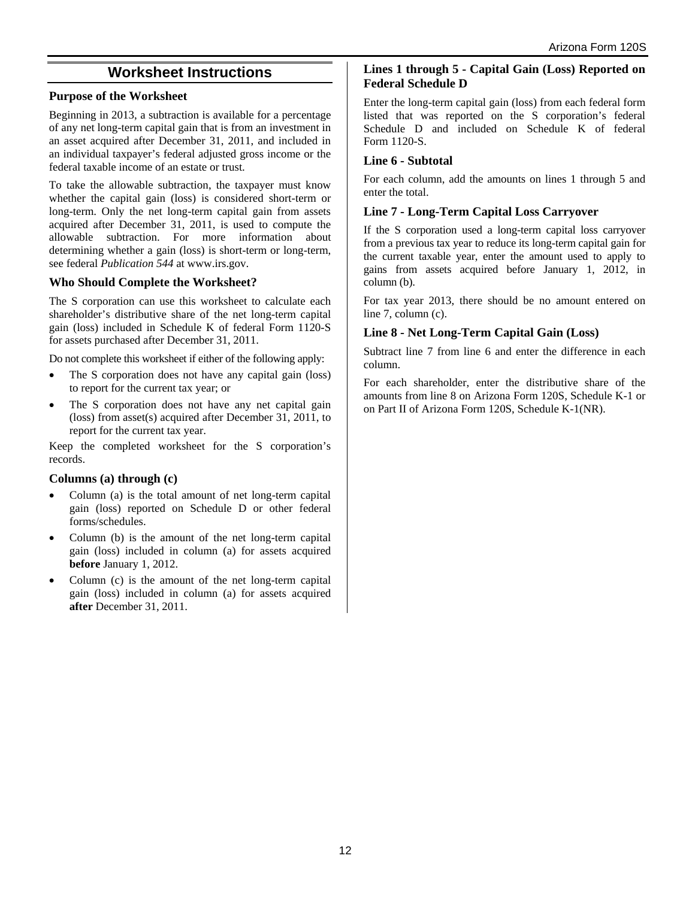## Worksheet Instructions

### Purpose of the Worksheet

Beginning in 2013, a subtraction is available for a percentage of any net long-term capital gain that is from an investment in an asset acquired after December 31, 2011, and included in an individual taxpayer's federal adjusted gross income or the federal taxable income of an estate or trust.

To take the allowable subtraction, the taxpayer must know whether the capital gain (loss) is considered short-term or long-term. Only the net long-term capital gain from assets acquired after December 31, 2011, is used to compute the allowable subtraction. For more information about determining whether a gain (loss) is short-term or long-term, see federal *Publication 544* at www.irs.gov.

### Who Should Complete the Worksheet?

The S corporation can use this worksheet to calculate each shareholder's distributive share of the net long-term capital gain (loss) included in Schedule K of federal Form 1120-S for assets purchased after December 31, 2011.

Do not complete this worksheet if either of the following apply:

- The S corporation does not have any capital gain (loss) to report for the current tax year; or
- The S corporation does not have any net capital gain (loss) from asset(s) acquired after December 31, 2011, to report for the current tax year.

Keep the completed worksheet for the S corporation's records.

### Columns (a) through (c)

- Column (a) is the total amount of net long-term capital gain (loss) reported on Schedule D or other federal forms/schedules.
- Column (b) is the amount of the net long-term capital gain (loss) included in column (a) for assets acquired **before** January 1, 2012.
- Column (c) is the amount of the net long-term capital gain (loss) included in column (a) for assets acquired **after** December 31, 2011.

### Lines 1 through 5 - Capital Gain (Loss) Reported on Federal Schedule D

Enter the long-term capital gain (loss) from each federal form listed that was reported on the S corporation's federal Schedule D and included on Schedule K of federal Form 1120-S.

### Line 6 - Subtotal

For each column, add the amounts on lines 1 through 5 and enter the total.

### Line 7 - Long-Term Capital Loss Carryover

If the S corporation used a long-term capital loss carryover from a previous tax year to reduce its long-term capital gain for the current taxable year, enter the amount used to apply to gains from assets acquired before January 1, 2012, in column (b).

For tax year 2013, there should be no amount entered on line 7, column (c).

### Line 8 - Net Long-Term Capital Gain (Loss)

Subtract line 7 from line 6 and enter the difference in each column.

For each shareholder, enter the distributive share of the amounts from line 8 on Arizona Form 120S, Schedule K-1 or on Part II of Arizona Form 120S, Schedule K-1(NR).